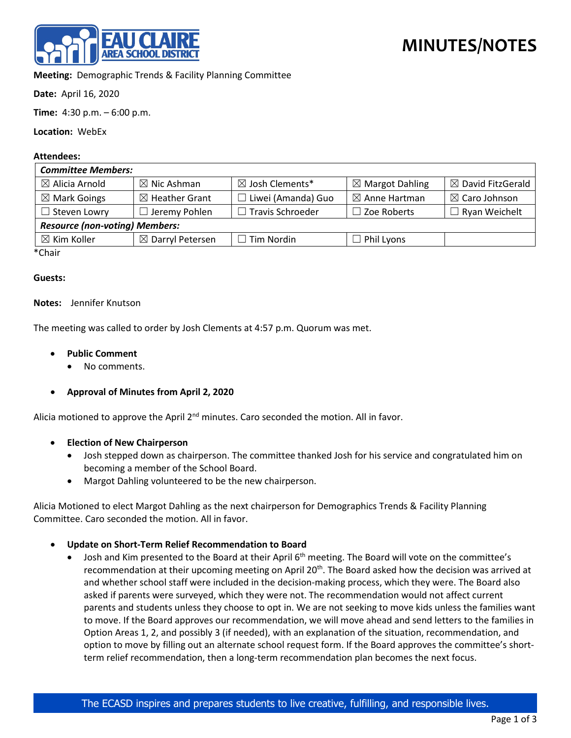# MINUTES/NOTES

**Meeting:** Demographic Trends & Facility Planning Committee

**Date:** April 16, 2020

**Time:** 4:30 p.m. – 6:00 p.m.

**Location:** WebEx

**Attendees:**

| *Committee Members:* | | | | |
|---|---|---|---|---|
| ☒ Alicia Arnold | ☒ Nic Ashman | ☒ Josh Clements* | ☒ Margot Dahling | ☒ David FitzGerald |
| ☒ Mark Goings | ☒ Heather Grant | ☐ Liwei (Amanda) Guo | ☒ Anne Hartman | ☒ Caro Johnson |
| ☐ Steven Lowry | ☐ Jeremy Pohlen | ☐ Travis Schroeder | ☐ Zoe Roberts | ☐ Ryan Weichelt |
| ***Resource (non-voting) Members:*** | | | | |
| ☒ Kim Koller | ☒ Darryl Petersen | ☐ Tim Nordin | ☐ Phil Lyons | |

*Chair

**Guests:**

**Notes:** Jennifer Knutson

The meeting was called to order by Josh Clements at 4:57 p.m. Quorum was met.

- **Public Comment**
  - No comments.

- **Approval of Minutes from April 2, 2020**

Alicia motioned to approve the April 2nd minutes. Caro seconded the motion. All in favor.

- **Election of New Chairperson**
  - Josh stepped down as chairperson. The committee thanked Josh for his service and congratulated him on becoming a member of the School Board.
  - Margot Dahling volunteered to be the new chairperson.

Alicia Motioned to elect Margot Dahling as the next chairperson for Demographics Trends & Facility Planning Committee. Caro seconded the motion. All in favor.

- **Update on Short-Term Relief Recommendation to Board**
  - Josh and Kim presented to the Board at their April 6th meeting. The Board will vote on the committee's recommendation at their upcoming meeting on April 20th. The Board asked how the decision was arrived at and whether school staff were included in the decision-making process, which they were. The Board also asked if parents were surveyed, which they were not. The recommendation would not affect current parents and students unless they choose to opt in. We are not seeking to move kids unless the families want to move. If the Board approves our recommendation, we will move ahead and send letters to the families in Option Areas 1, 2, and possibly 3 (if needed), with an explanation of the situation, recommendation, and option to move by filling out an alternate school request form. If the Board approves the committee's short-term relief recommendation, then a long-term recommendation plan becomes the next focus.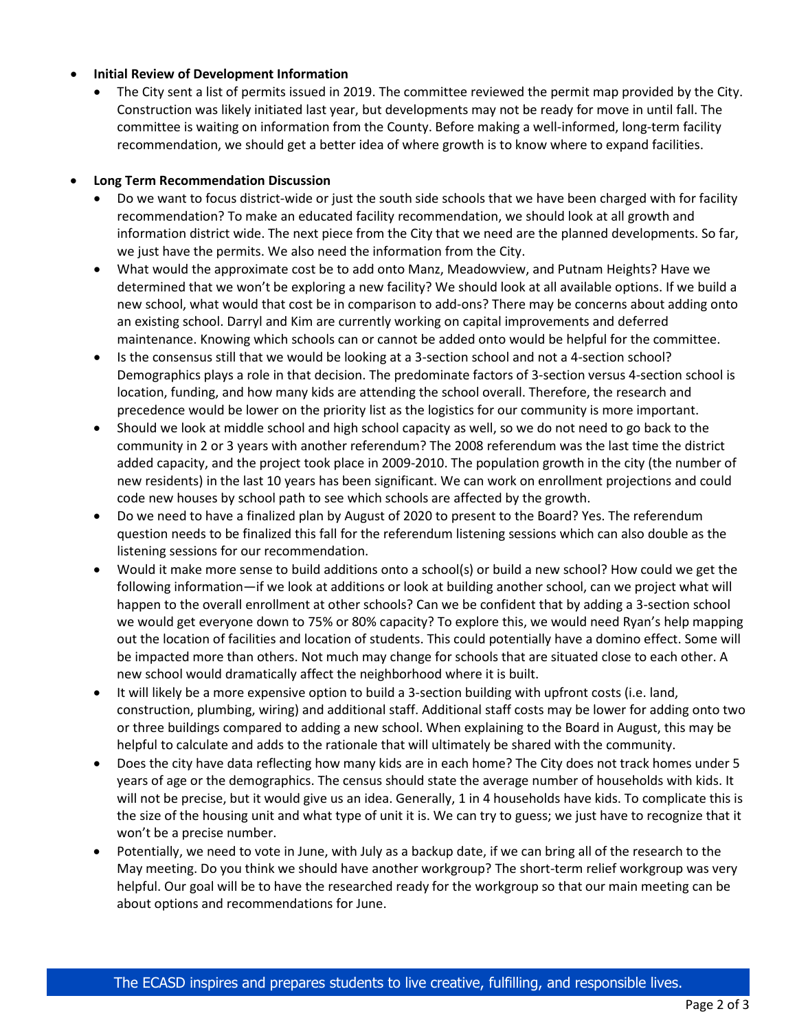- **Initial Review of Development Information**
    - The City sent a list of permits issued in 2019. The committee reviewed the permit map provided by the City. Construction was likely initiated last year, but developments may not be ready for move in until fall. The committee is waiting on information from the County. Before making a well-informed, long-term facility recommendation, we should get a better idea of where growth is to know where to expand facilities.

- **Long Term Recommendation Discussion**
    - Do we want to focus district-wide or just the south side schools that we have been charged with for facility recommendation? To make an educated facility recommendation, we should look at all growth and information district wide. The next piece from the City that we need are the planned developments. So far, we just have the permits. We also need the information from the City.
    - What would the approximate cost be to add onto Manz, Meadowview, and Putnam Heights? Have we determined that we won't be exploring a new facility? We should look at all available options. If we build a new school, what would that cost be in comparison to add-ons? There may be concerns about adding onto an existing school. Darryl and Kim are currently working on capital improvements and deferred maintenance. Knowing which schools can or cannot be added onto would be helpful for the committee.
    - Is the consensus still that we would be looking at a 3-section school and not a 4-section school? Demographics plays a role in that decision. The predominate factors of 3-section versus 4-section school is location, funding, and how many kids are attending the school overall. Therefore, the research and precedence would be lower on the priority list as the logistics for our community is more important.
    - Should we look at middle school and high school capacity as well, so we do not need to go back to the community in 2 or 3 years with another referendum? The 2008 referendum was the last time the district added capacity, and the project took place in 2009-2010. The population growth in the city (the number of new residents) in the last 10 years has been significant. We can work on enrollment projections and could code new houses by school path to see which schools are affected by the growth.
    - Do we need to have a finalized plan by August of 2020 to present to the Board? Yes. The referendum question needs to be finalized this fall for the referendum listening sessions which can also double as the listening sessions for our recommendation.
    - Would it make more sense to build additions onto a school(s) or build a new school? How could we get the following information—if we look at additions or look at building another school, can we project what will happen to the overall enrollment at other schools? Can we be confident that by adding a 3-section school we would get everyone down to 75% or 80% capacity? To explore this, we would need Ryan's help mapping out the location of facilities and location of students. This could potentially have a domino effect. Some will be impacted more than others. Not much may change for schools that are situated close to each other. A new school would dramatically affect the neighborhood where it is built.
    - It will likely be a more expensive option to build a 3-section building with upfront costs (i.e. land, construction, plumbing, wiring) and additional staff. Additional staff costs may be lower for adding onto two or three buildings compared to adding a new school. When explaining to the Board in August, this may be helpful to calculate and adds to the rationale that will ultimately be shared with the community.
    - Does the city have data reflecting how many kids are in each home? The City does not track homes under 5 years of age or the demographics. The census should state the average number of households with kids. It will not be precise, but it would give us an idea. Generally, 1 in 4 households have kids. To complicate this is the size of the housing unit and what type of unit it is. We can try to guess; we just have to recognize that it won't be a precise number.
    - Potentially, we need to vote in June, with July as a backup date, if we can bring all of the research to the May meeting. Do you think we should have another workgroup? The short-term relief workgroup was very helpful. Our goal will be to have the researched ready for the workgroup so that our main meeting can be about options and recommendations for June.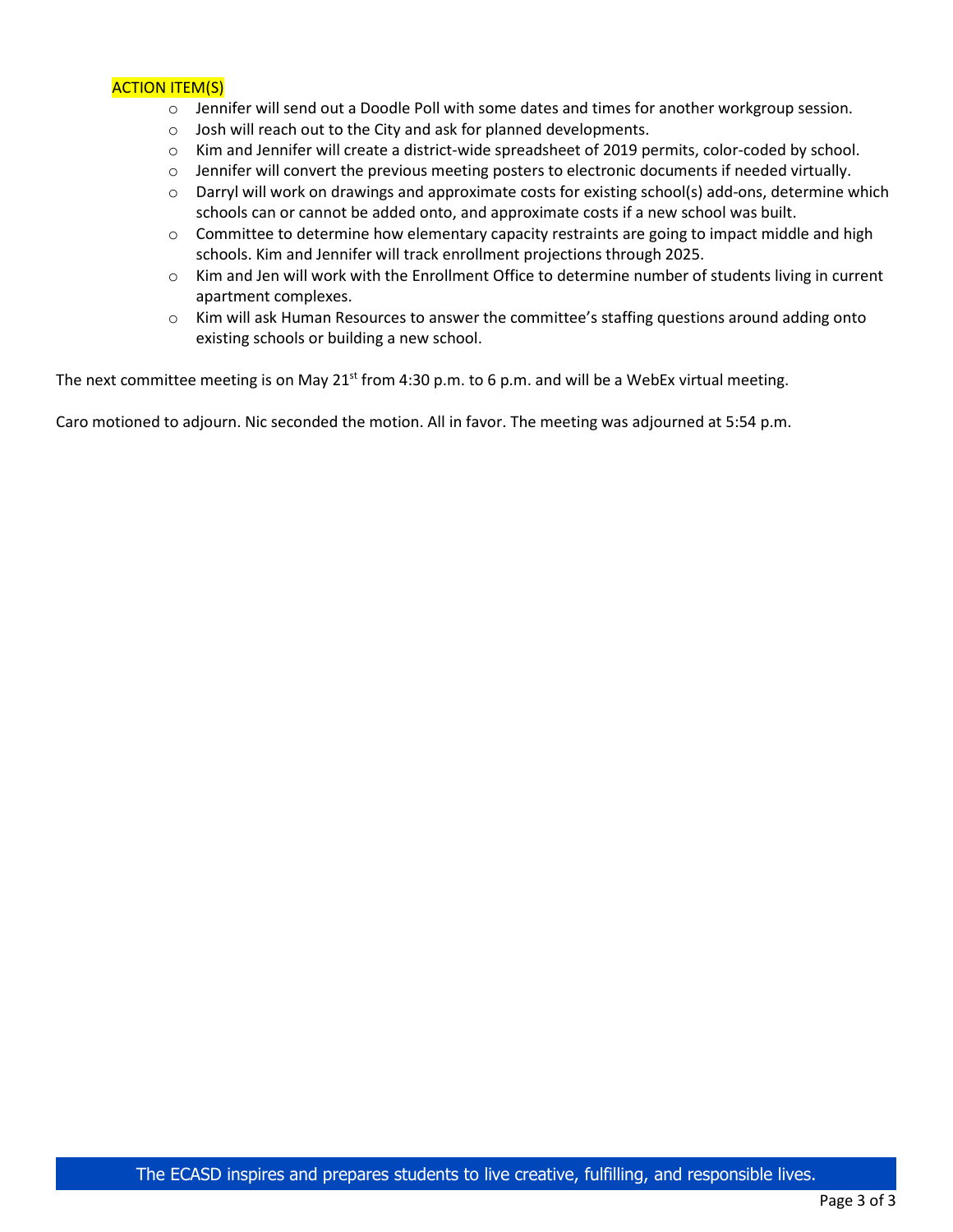ACTION ITEM(S)

- Jennifer will send out a Doodle Poll with some dates and times for another workgroup session.
- Josh will reach out to the City and ask for planned developments.
- Kim and Jennifer will create a district-wide spreadsheet of 2019 permits, color-coded by school.
- Jennifer will convert the previous meeting posters to electronic documents if needed virtually.
- Darryl will work on drawings and approximate costs for existing school(s) add-ons, determine which schools can or cannot be added onto, and approximate costs if a new school was built.
- Committee to determine how elementary capacity restraints are going to impact middle and high schools. Kim and Jennifer will track enrollment projections through 2025.
- Kim and Jen will work with the Enrollment Office to determine number of students living in current apartment complexes.
- Kim will ask Human Resources to answer the committee's staffing questions around adding onto existing schools or building a new school.

The next committee meeting is on May 21st from 4:30 p.m. to 6 p.m. and will be a WebEx virtual meeting.

Caro motioned to adjourn. Nic seconded the motion. All in favor. The meeting was adjourned at 5:54 p.m.

The ECASD inspires and prepares students to live creative, fulfilling, and responsible lives.